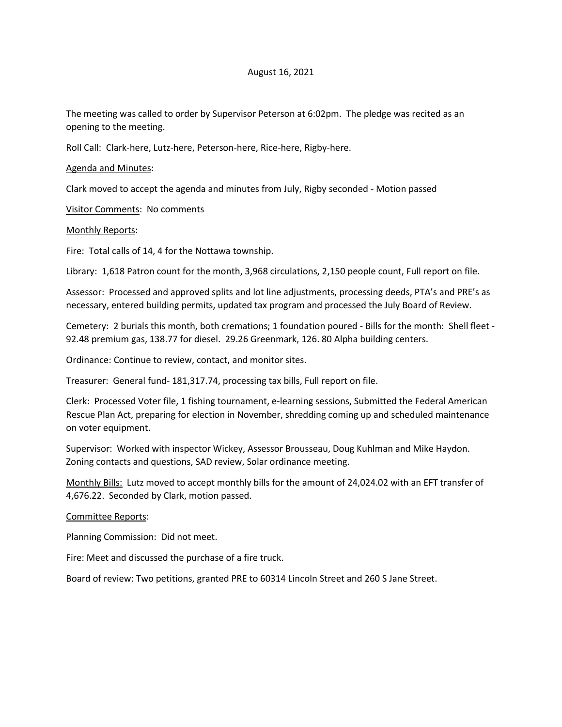August 16, 2021

The meeting was called to order by Supervisor Peterson at 6:02pm. The pledge was recited as an opening to the meeting.

Roll Call: Clark-here, Lutz-here, Peterson-here, Rice-here, Rigby-here.

<u>Agenda and Minutes</u>:

Clark moved to accept the agenda and minutes from July, Rigby seconded - Motion passed

<u>Visitor Comments</u>: No comments

<u>Monthly Reports</u>:

Fire: Total calls of 14, 4 for the Nottawa township.

Library: 1,618 Patron count for the month, 3,968 circulations, 2,150 people count, Full report on file.

Assessor: Processed and approved splits and lot line adjustments, processing deeds, PTA's and PRE's as necessary, entered building permits, updated tax program and processed the July Board of Review.

Cemetery: 2 burials this month, both cremations; 1 foundation poured - Bills for the month: Shell fleet - 92.48 premium gas, 138.77 for diesel. 29.26 Greenmark, 126. 80 Alpha building centers.

Ordinance: Continue to review, contact, and monitor sites.

Treasurer: General fund- 181,317.74, processing tax bills, Full report on file.

Clerk: Processed Voter file, 1 fishing tournament, e-learning sessions, Submitted the Federal American Rescue Plan Act, preparing for election in November, shredding coming up and scheduled maintenance on voter equipment.

Supervisor: Worked with inspector Wickey, Assessor Brousseau, Doug Kuhlman and Mike Haydon. Zoning contacts and questions, SAD review, Solar ordinance meeting.

<u>Monthly Bills:</u> Lutz moved to accept monthly bills for the amount of 24,024.02 with an EFT transfer of 4,676.22. Seconded by Clark, motion passed.

<u>Committee Reports</u>:

Planning Commission: Did not meet.

Fire: Meet and discussed the purchase of a fire truck.

Board of review: Two petitions, granted PRE to 60314 Lincoln Street and 260 S Jane Street.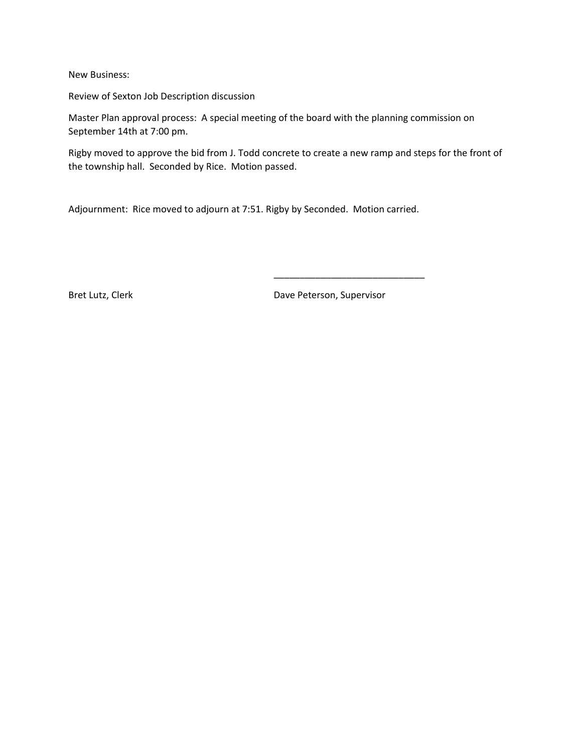New Business:

Review of Sexton Job Description discussion

Master Plan approval process: A special meeting of the board with the planning commission on September 14th at 7:00 pm.

Rigby moved to approve the bid from J. Todd concrete to create a new ramp and steps for the front of the township hall. Seconded by Rice. Motion passed.

Adjournment: Rice moved to adjourn at 7:51. Rigby by Seconded. Motion carried.

_____________________________

Bret Lutz, Clerk

Dave Peterson, Supervisor